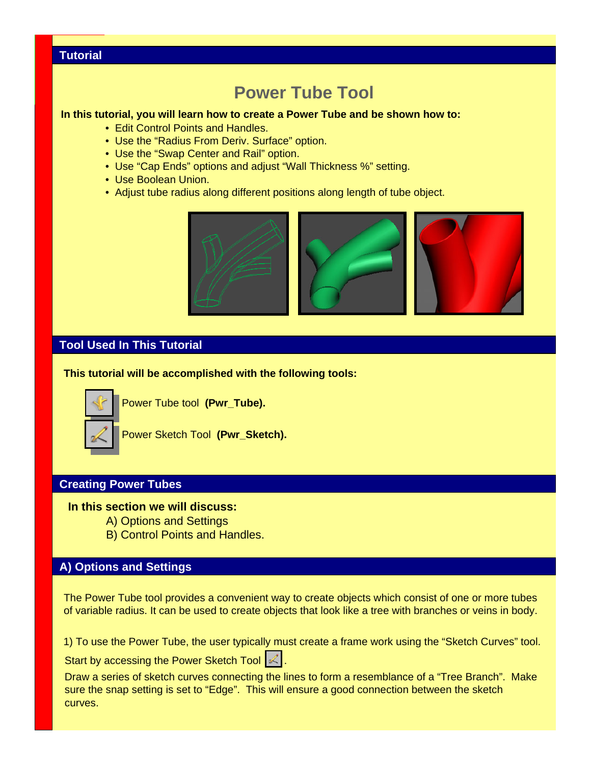## Tutorial

# Power Tube Tool

**In this tutorial, you will learn how to create a Power Tube and be shown how to:**

- Edit Control Points and Handles.
- Use the “Radius From Deriv. Surface” option.
- Use the “Swap Center and Rail” option.
- Use “Cap Ends” options and adjust “Wall Thickness %” setting.
- Use Boolean Union.
- Adjust tube radius along different positions along length of tube object.

## Tool Used In This Tutorial

**This tutorial will be accomplished with the following tools:**

Power Tube tool **(Pwr_Tube).**

Power Sketch Tool **(Pwr_Sketch).**

## Creating Power Tubes

**In this section we will discuss:**

A) Options and Settings
B) Control Points and Handles.

## A) Options and Settings

The Power Tube tool provides a convenient way to create objects which consist of one or more tubes of variable radius. It can be used to create objects that look like a tree with branches or veins in body.

1) To use the Power Tube, the user typically must create a frame work using the “Sketch Curves” tool.

Start by accessing the Power Sketch Tool .

Draw a series of sketch curves connecting the lines to form a resemblance of a “Tree Branch”. Make sure the snap setting is set to “Edge”. This will ensure a good connection between the sketch curves.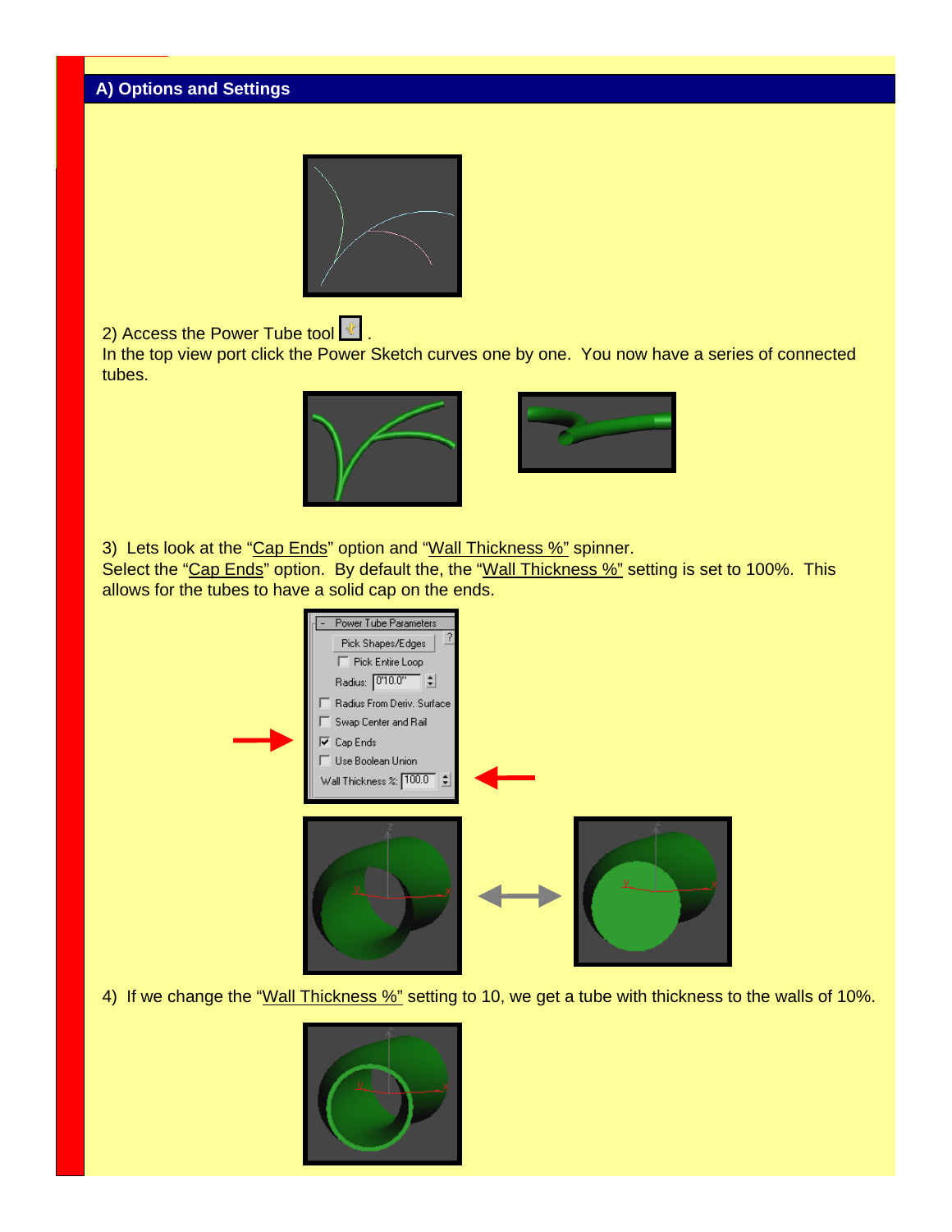## A) Options and Settings

2) Access the Power Tube tool .
In the top view port click the Power Sketch curves one by one. You now have a series of connected tubes.

3) Lets look at the "Cap Ends" option and "Wall Thickness %" spinner.
Select the "Cap Ends" option. By default the, the "Wall Thickness %" setting is set to 100%. This allows for the tubes to have a solid cap on the ends.

4) If we change the "Wall Thickness %" setting to 10, we get a tube with thickness to the walls of 10%.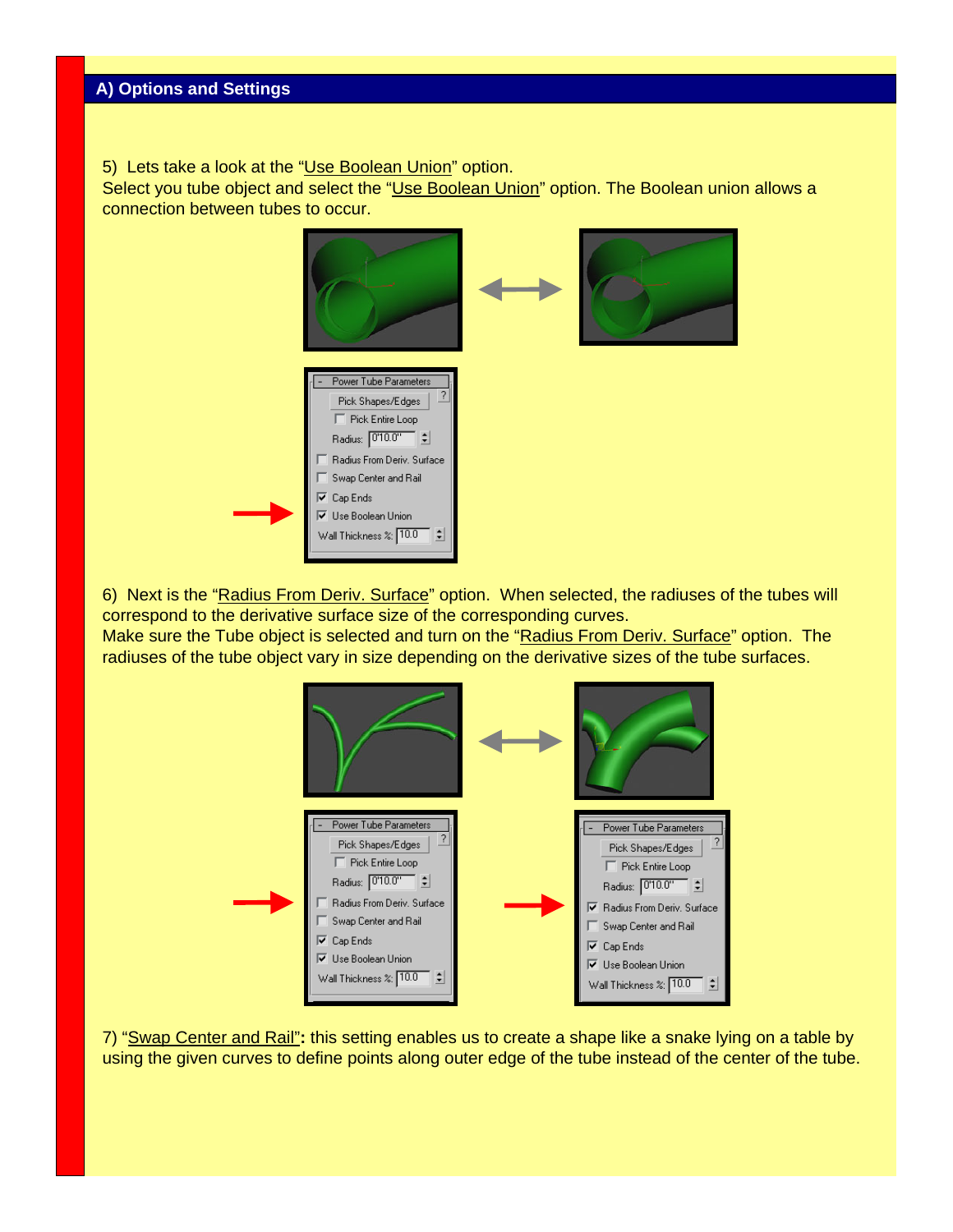## A) Options and Settings

5) Lets take a look at the "Use Boolean Union" option.
Select you tube object and select the "Use Boolean Union" option. The Boolean union allows a connection between tubes to occur.

6) Next is the "Radius From Deriv. Surface" option. When selected, the radiuses of the tubes will correspond to the derivative surface size of the corresponding curves.
Make sure the Tube object is selected and turn on the "Radius From Deriv. Surface" option. The radiuses of the tube object vary in size depending on the derivative sizes of the tube surfaces.

7) "Swap Center and Rail": this setting enables us to create a shape like a snake lying on a table by using the given curves to define points along outer edge of the tube instead of the center of the tube.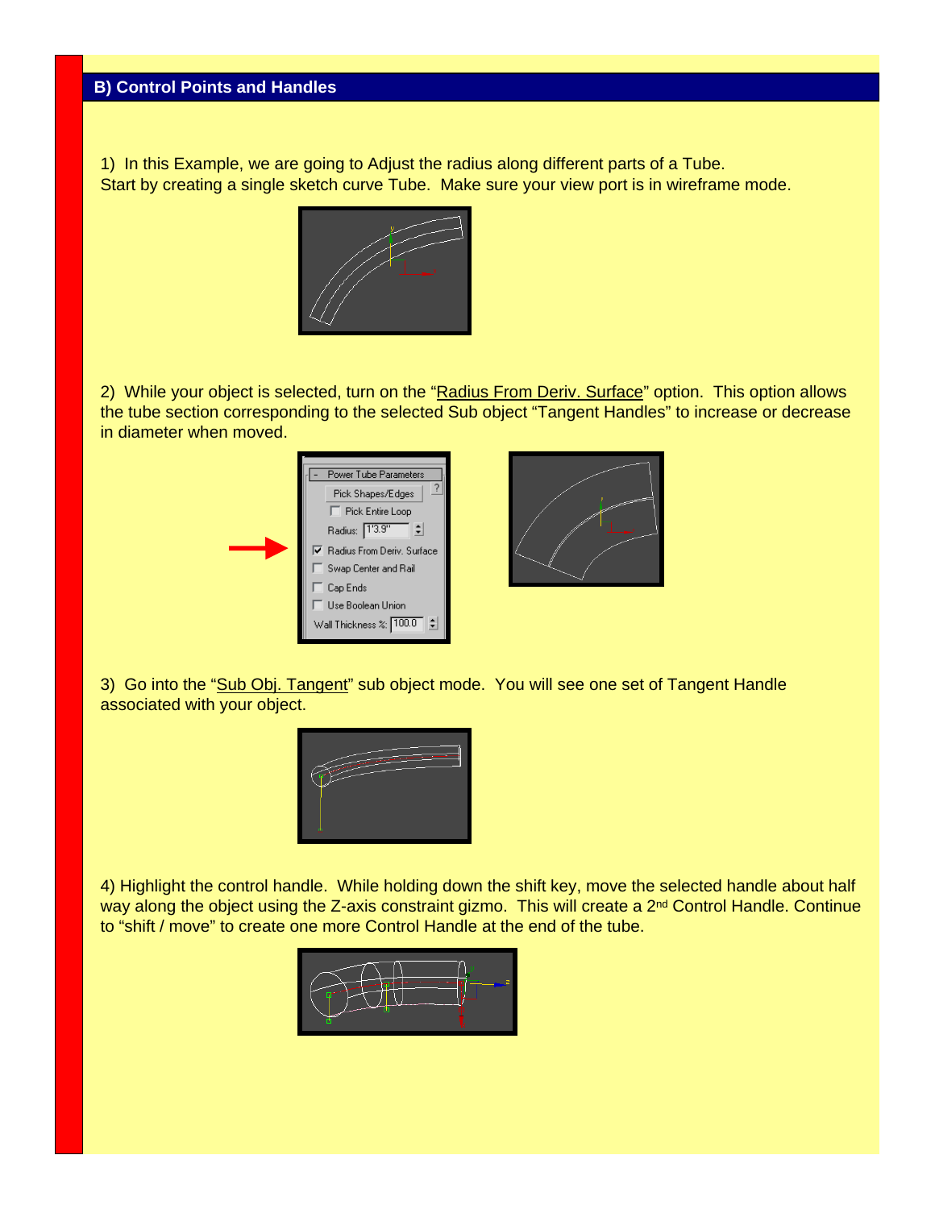## B) Control Points and Handles

1) In this Example, we are going to Adjust the radius along different parts of a Tube. Start by creating a single sketch curve Tube. Make sure your view port is in wireframe mode.

2) While your object is selected, turn on the "Radius From Deriv. Surface" option. This option allows the tube section corresponding to the selected Sub object "Tangent Handles" to increase or decrease in diameter when moved.

3) Go into the "Sub Obj. Tangent" sub object mode. You will see one set of Tangent Handle associated with your object.

4) Highlight the control handle. While holding down the shift key, move the selected handle about half way along the object using the Z-axis constraint gizmo. This will create a 2nd Control Handle. Continue to "shift / move" to create one more Control Handle at the end of the tube.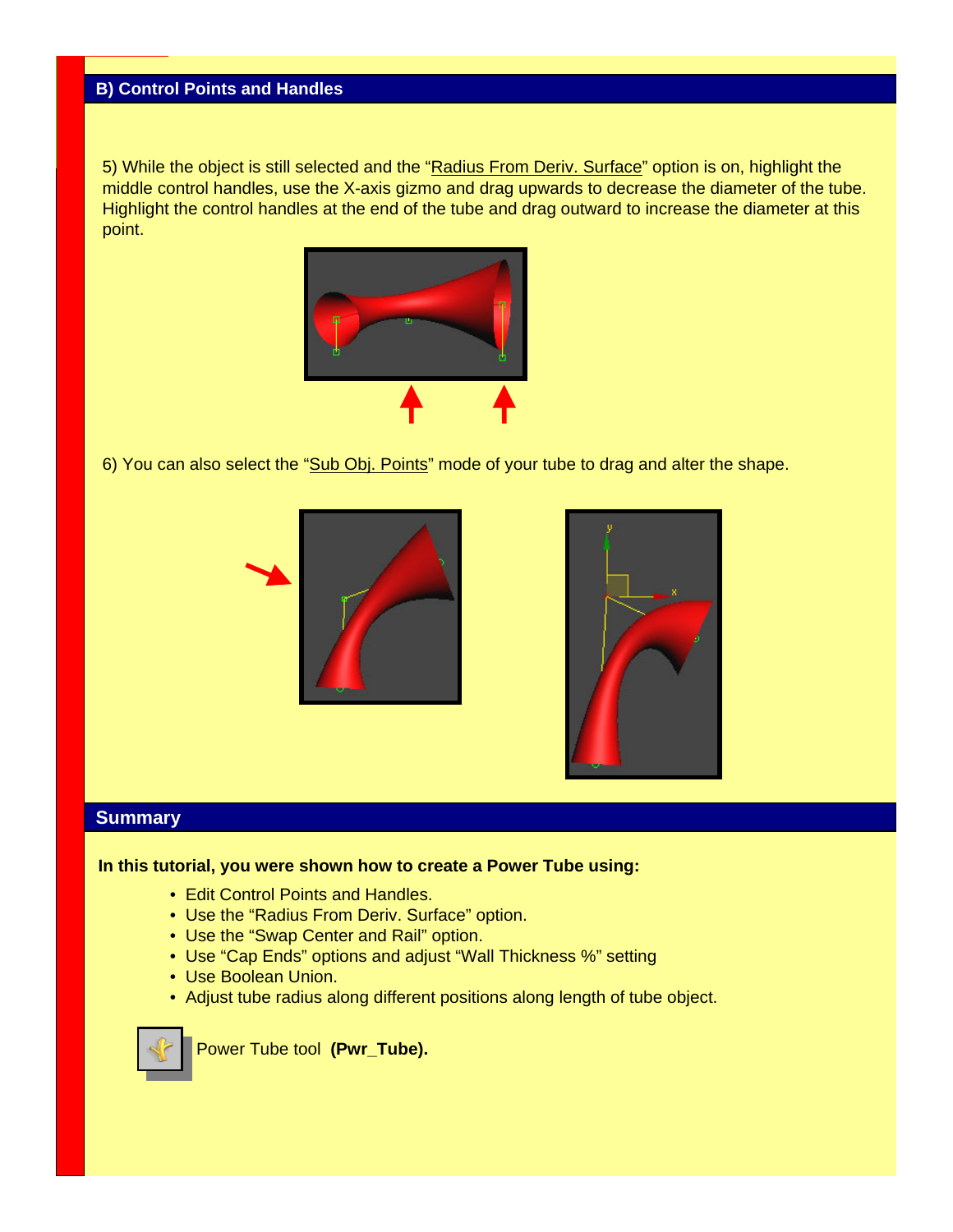## B) Control Points and Handles

5) While the object is still selected and the "Radius From Deriv. Surface" option is on, highlight the middle control handles, use the X-axis gizmo and drag upwards to decrease the diameter of the tube. Highlight the control handles at the end of the tube and drag outward to increase the diameter at this point.

6) You can also select the "Sub Obj. Points" mode of your tube to drag and alter the shape.

## Summary

**In this tutorial, you were shown how to create a Power Tube using:**

- Edit Control Points and Handles.
- Use the "Radius From Deriv. Surface" option.
- Use the "Swap Center and Rail" option.
- Use "Cap Ends" options and adjust "Wall Thickness %" setting
- Use Boolean Union.
- Adjust tube radius along different positions along length of tube object.

Power Tube tool **(Pwr_Tube).**